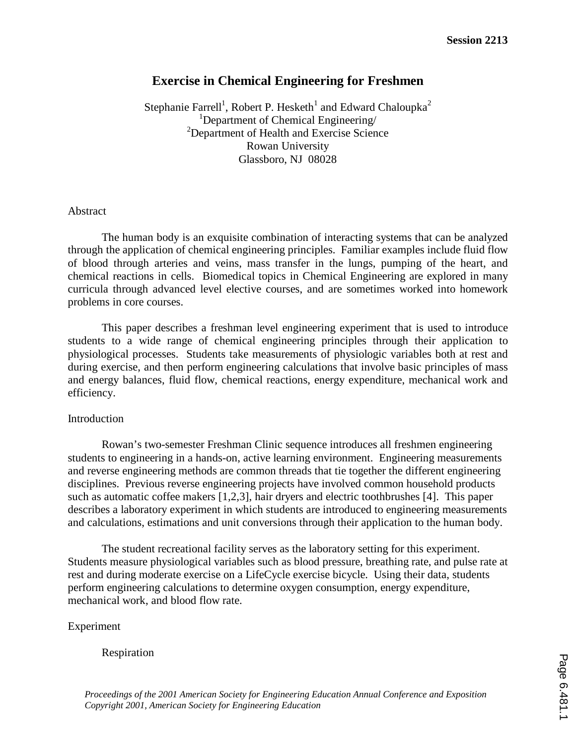# Exercise in Chemical Engineering for Freshmen

Stephanie Farrell[1], Robert P. Hesketh[1] and Edward Chaloupka[2]
[1]Department of Chemical Engineering/
[2]Department of Health and Exercise Science
Rowan University
Glassboro, NJ 08028

## Abstract

The human body is an exquisite combination of interacting systems that can be analyzed through the application of chemical engineering principles. Familiar examples include fluid flow of blood through arteries and veins, mass transfer in the lungs, pumping of the heart, and chemical reactions in cells. Biomedical topics in Chemical Engineering are explored in many curricula through advanced level elective courses, and are sometimes worked into homework problems in core courses.

This paper describes a freshman level engineering experiment that is used to introduce students to a wide range of chemical engineering principles through their application to physiological processes. Students take measurements of physiologic variables both at rest and during exercise, and then perform engineering calculations that involve basic principles of mass and energy balances, fluid flow, chemical reactions, energy expenditure, mechanical work and efficiency.

## Introduction

Rowan's two-semester Freshman Clinic sequence introduces all freshmen engineering students to engineering in a hands-on, active learning environment. Engineering measurements and reverse engineering methods are common threads that tie together the different engineering disciplines. Previous reverse engineering projects have involved common household products such as automatic coffee makers [1,2,3], hair dryers and electric toothbrushes [4]. This paper describes a laboratory experiment in which students are introduced to engineering measurements and calculations, estimations and unit conversions through their application to the human body.

The student recreational facility serves as the laboratory setting for this experiment. Students measure physiological variables such as blood pressure, breathing rate, and pulse rate at rest and during moderate exercise on a LifeCycle exercise bicycle. Using their data, students perform engineering calculations to determine oxygen consumption, energy expenditure, mechanical work, and blood flow rate.

## Experiment

### Respiration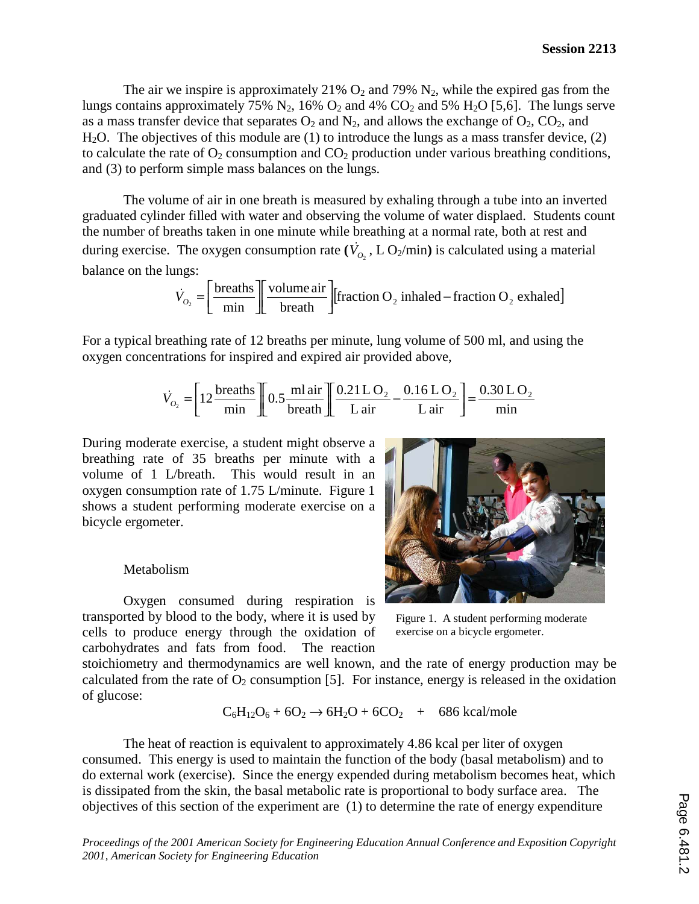The air we inspire is approximately 21% $O_2$ and 79% $N_2$, while the expired gas from the lungs contains approximately 75% $N_2$, 16% $O_2$ and 4% $CO_2$ and 5% $H_2O$ [5,6]. The lungs serve as a mass transfer device that separates $O_2$ and $N_2$, and allows the exchange of $O_2$, $CO_2$, and $H_2O$. The objectives of this module are (1) to introduce the lungs as a mass transfer device, (2) to calculate the rate of $O_2$ consumption and $CO_2$ production under various breathing conditions, and (3) to perform simple mass balances on the lungs.

The volume of air in one breath is measured by exhaling through a tube into an inverted graduated cylinder filled with water and observing the volume of water displaed. Students count the number of breaths taken in one minute while breathing at a normal rate, both at rest and during exercise. The oxygen consumption rate **(**$\dot{V}_{O_2}$, L $O_2$/min**)** is calculated using a material balance on the lungs:

$$\dot{V}_{O_2} = \left[\frac{\text{breaths}}{\text{min}}\right]\left[\frac{\text{volume air}}{\text{breath}}\right]\left[\text{fraction O}_2\text{ inhaled} - \text{fraction O}_2\text{ exhaled}\right]$$

For a typical breathing rate of 12 breaths per minute, lung volume of 500 ml, and using the oxygen concentrations for inspired and expired air provided above,

$$\dot{V}_{O_2} = \left[12\,\frac{\text{breaths}}{\text{min}}\right]\left[0.5\,\frac{\text{ml air}}{\text{breath}}\right]\left[\frac{0.21\,\text{L O}_2}{\text{L air}} - \frac{0.16\,\text{L O}_2}{\text{L air}}\right] = \frac{0.30\,\text{L O}_2}{\text{min}}$$

During moderate exercise, a student might observe a breathing rate of 35 breaths per minute with a volume of 1 L/breath. This would result in an oxygen consumption rate of 1.75 L/minute. Figure 1 shows a student performing moderate exercise on a bicycle ergometer.

Figure 1. A student performing moderate exercise on a bicycle ergometer.

### Metabolism

Oxygen consumed during respiration is transported by blood to the body, where it is used by cells to produce energy through the oxidation of carbohydrates and fats from food. The reaction stoichiometry and thermodynamics are well known, and the rate of energy production may be calculated from the rate of $O_2$ consumption [5]. For instance, energy is released in the oxidation of glucose:

$$C_6H_{12}O_6 + 6O_2 \rightarrow 6H_2O + 6CO_2 \quad + \quad 686\text{ kcal/mole}$$

The heat of reaction is equivalent to approximately 4.86 kcal per liter of oxygen consumed. This energy is used to maintain the function of the body (basal metabolism) and to do external work (exercise). Since the energy expended during metabolism becomes heat, which is dissipated from the skin, the basal metabolic rate is proportional to body surface area. The objectives of this section of the experiment are (1) to determine the rate of energy expenditure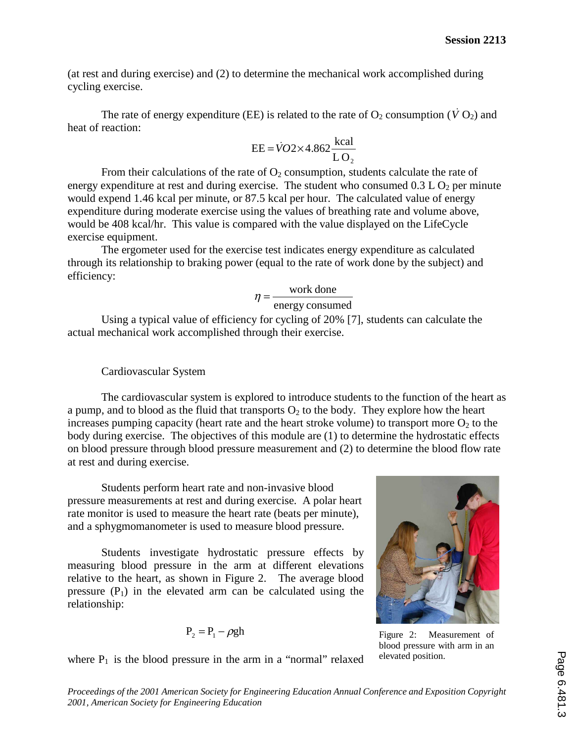(at rest and during exercise) and (2) to determine the mechanical work accomplished during cycling exercise.

The rate of energy expenditure (EE) is related to the rate of $O_2$ consumption ($\dot{V}O_2$) and heat of reaction:

$$\mathrm{EE} = \dot{V}O2 \times 4.862 \frac{\mathrm{kcal}}{\mathrm{L\,O_2}}$$

From their calculations of the rate of $O_2$ consumption, students calculate the rate of energy expenditure at rest and during exercise. The student who consumed 0.3 L $O_2$ per minute would expend 1.46 kcal per minute, or 87.5 kcal per hour. The calculated value of energy expenditure during moderate exercise using the values of breathing rate and volume above, would be 408 kcal/hr. This value is compared with the value displayed on the LifeCycle exercise equipment.

The ergometer used for the exercise test indicates energy expenditure as calculated through its relationship to braking power (equal to the rate of work done by the subject) and efficiency:

$$\eta = \frac{\text{work done}}{\text{energy consumed}}$$

Using a typical value of efficiency for cycling of 20% [7], students can calculate the actual mechanical work accomplished through their exercise.

## Cardiovascular System

The cardiovascular system is explored to introduce students to the function of the heart as a pump, and to blood as the fluid that transports $O_2$ to the body. They explore how the heart increases pumping capacity (heart rate and the heart stroke volume) to transport more $O_2$ to the body during exercise. The objectives of this module are (1) to determine the hydrostatic effects on blood pressure through blood pressure measurement and (2) to determine the blood flow rate at rest and during exercise.

Students perform heart rate and non-invasive blood pressure measurements at rest and during exercise. A polar heart rate monitor is used to measure the heart rate (beats per minute), and a sphygmomanometer is used to measure blood pressure.

Students investigate hydrostatic pressure effects by measuring blood pressure in the arm at different elevations relative to the heart, as shown in Figure 2. The average blood pressure ($P_1$) in the elevated arm can be calculated using the relationship:

$$P_2 = P_1 - \rho g h$$

Figure 2: Measurement of blood pressure with arm in an elevated position.

where $P_1$ is the blood pressure in the arm in a "normal" relaxed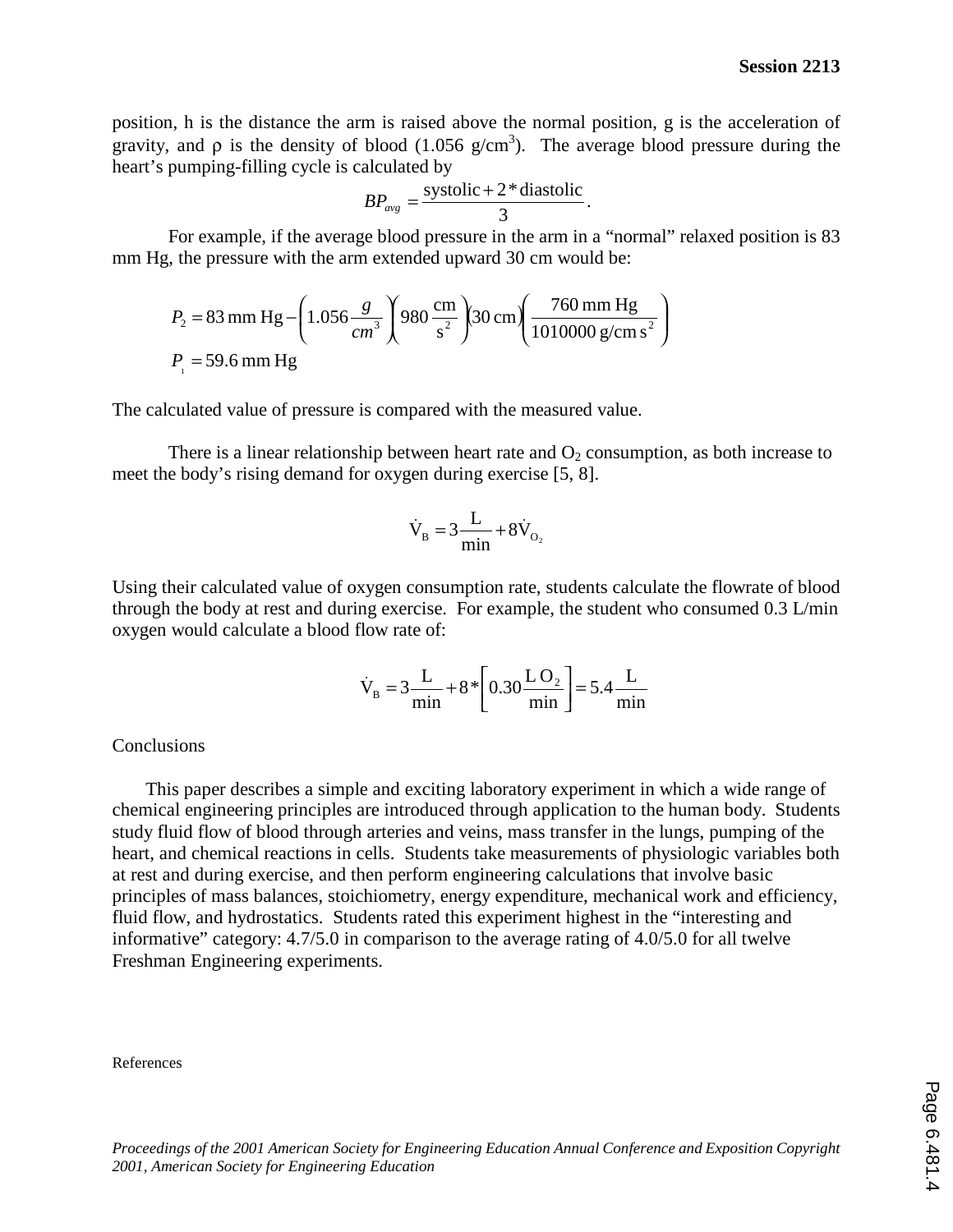position, h is the distance the arm is raised above the normal position, g is the acceleration of gravity, and ρ is the density of blood (1.056 g/cm$^3$). The average blood pressure during the heart's pumping-filling cycle is calculated by

$$BP_{avg} = \frac{\text{systolic} + 2 * \text{diastolic}}{3}.$$

For example, if the average blood pressure in the arm in a "normal" relaxed position is 83 mm Hg, the pressure with the arm extended upward 30 cm would be:

$$P_2 = 83\,\text{mm Hg} - \left(1.056\frac{g}{cm^3}\right)\left(980\,\frac{\text{cm}}{\text{s}^2}\right)(30\,\text{cm})\left(\frac{760\,\text{mm Hg}}{1010000\,\text{g/cm s}^2}\right)$$
$$P_1 = 59.6\,\text{mm Hg}$$

The calculated value of pressure is compared with the measured value.

There is a linear relationship between heart rate and $O_2$ consumption, as both increase to meet the body's rising demand for oxygen during exercise [5, 8].

$$\dot{V}_B = 3\frac{L}{\min} + 8\dot{V}_{O_2}$$

Using their calculated value of oxygen consumption rate, students calculate the flowrate of blood through the body at rest and during exercise. For example, the student who consumed 0.3 L/min oxygen would calculate a blood flow rate of:

$$\dot{V}_B = 3\frac{L}{\min} + 8 * \left[0.30\frac{L\,O_2}{\min}\right] = 5.4\frac{L}{\min}$$

## Conclusions

This paper describes a simple and exciting laboratory experiment in which a wide range of chemical engineering principles are introduced through application to the human body. Students study fluid flow of blood through arteries and veins, mass transfer in the lungs, pumping of the heart, and chemical reactions in cells. Students take measurements of physiologic variables both at rest and during exercise, and then perform engineering calculations that involve basic principles of mass balances, stoichiometry, energy expenditure, mechanical work and efficiency, fluid flow, and hydrostatics. Students rated this experiment highest in the "interesting and informative" category: 4.7/5.0 in comparison to the average rating of 4.0/5.0 for all twelve Freshman Engineering experiments.

## References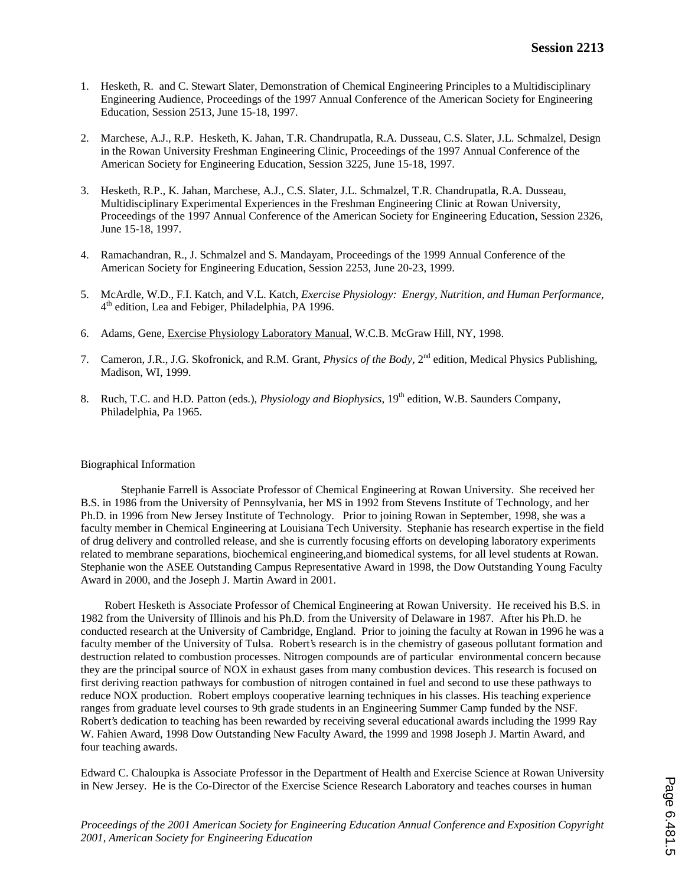1. Hesketh, R. and C. Stewart Slater, Demonstration of Chemical Engineering Principles to a Multidisciplinary Engineering Audience, Proceedings of the 1997 Annual Conference of the American Society for Engineering Education, Session 2513, June 15-18, 1997.

2. Marchese, A.J., R.P. Hesketh, K. Jahan, T.R. Chandrupatla, R.A. Dusseau, C.S. Slater, J.L. Schmalzel, Design in the Rowan University Freshman Engineering Clinic, Proceedings of the 1997 Annual Conference of the American Society for Engineering Education, Session 3225, June 15-18, 1997.

3. Hesketh, R.P., K. Jahan, Marchese, A.J., C.S. Slater, J.L. Schmalzel, T.R. Chandrupatla, R.A. Dusseau, Multidisciplinary Experimental Experiences in the Freshman Engineering Clinic at Rowan University, Proceedings of the 1997 Annual Conference of the American Society for Engineering Education, Session 2326, June 15-18, 1997.

4. Ramachandran, R., J. Schmalzel and S. Mandayam, Proceedings of the 1999 Annual Conference of the American Society for Engineering Education, Session 2253, June 20-23, 1999.

5. McArdle, W.D., F.I. Katch, and V.L. Katch, *Exercise Physiology: Energy, Nutrition, and Human Performance*, 4th edition, Lea and Febiger, Philadelphia, PA 1996.

6. Adams, Gene, Exercise Physiology Laboratory Manual, W.C.B. McGraw Hill, NY, 1998.

7. Cameron, J.R., J.G. Skofronick, and R.M. Grant, *Physics of the Body*, 2nd edition, Medical Physics Publishing, Madison, WI, 1999.

8. Ruch, T.C. and H.D. Patton (eds.), *Physiology and Biophysics*, 19th edition, W.B. Saunders Company, Philadelphia, Pa 1965.

Biographical Information

Stephanie Farrell is Associate Professor of Chemical Engineering at Rowan University. She received her B.S. in 1986 from the University of Pennsylvania, her MS in 1992 from Stevens Institute of Technology, and her Ph.D. in 1996 from New Jersey Institute of Technology. Prior to joining Rowan in September, 1998, she was a faculty member in Chemical Engineering at Louisiana Tech University. Stephanie has research expertise in the field of drug delivery and controlled release, and she is currently focusing efforts on developing laboratory experiments related to membrane separations, biochemical engineering,and biomedical systems, for all level students at Rowan. Stephanie won the ASEE Outstanding Campus Representative Award in 1998, the Dow Outstanding Young Faculty Award in 2000, and the Joseph J. Martin Award in 2001.

Robert Hesketh is Associate Professor of Chemical Engineering at Rowan University. He received his B.S. in 1982 from the University of Illinois and his Ph.D. from the University of Delaware in 1987. After his Ph.D. he conducted research at the University of Cambridge, England. Prior to joining the faculty at Rowan in 1996 he was a faculty member of the University of Tulsa. Robert's research is in the chemistry of gaseous pollutant formation and destruction related to combustion processes. Nitrogen compounds are of particular environmental concern because they are the principal source of NOX in exhaust gases from many combustion devices. This research is focused on first deriving reaction pathways for combustion of nitrogen contained in fuel and second to use these pathways to reduce NOX production. Robert employs cooperative learning techniques in his classes. His teaching experience ranges from graduate level courses to 9th grade students in an Engineering Summer Camp funded by the NSF. Robert's dedication to teaching has been rewarded by receiving several educational awards including the 1999 Ray W. Fahien Award, 1998 Dow Outstanding New Faculty Award, the 1999 and 1998 Joseph J. Martin Award, and four teaching awards.

Edward C. Chaloupka is Associate Professor in the Department of Health and Exercise Science at Rowan University in New Jersey. He is the Co-Director of the Exercise Science Research Laboratory and teaches courses in human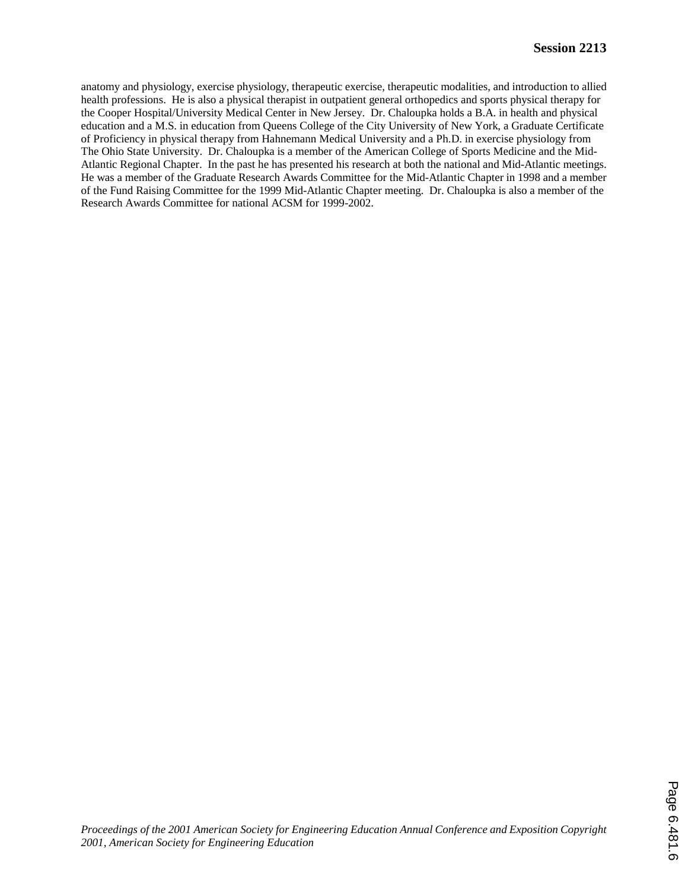anatomy and physiology, exercise physiology, therapeutic exercise, therapeutic modalities, and introduction to allied health professions. He is also a physical therapist in outpatient general orthopedics and sports physical therapy for the Cooper Hospital/University Medical Center in New Jersey. Dr. Chaloupka holds a B.A. in health and physical education and a M.S. in education from Queens College of the City University of New York, a Graduate Certificate of Proficiency in physical therapy from Hahnemann Medical University and a Ph.D. in exercise physiology from The Ohio State University. Dr. Chaloupka is a member of the American College of Sports Medicine and the Mid-Atlantic Regional Chapter. In the past he has presented his research at both the national and Mid-Atlantic meetings. He was a member of the Graduate Research Awards Committee for the Mid-Atlantic Chapter in 1998 and a member of the Fund Raising Committee for the 1999 Mid-Atlantic Chapter meeting. Dr. Chaloupka is also a member of the Research Awards Committee for national ACSM for 1999-2002.